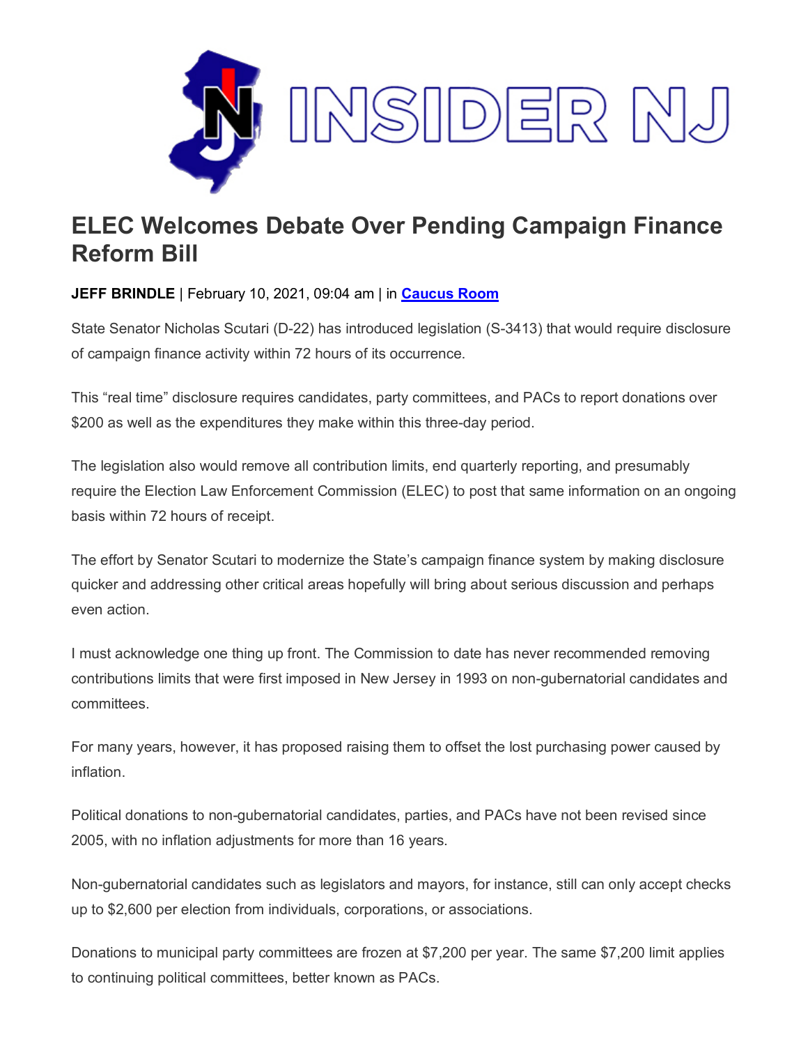INSIDER NJ

# ELEC Welcomes Debate Over Pending Campaign Finance Reform Bill

**JEFF BRINDLE** | February 10, 2021, 09:04 am | in **Caucus Room**

State Senator Nicholas Scutari (D-22) has introduced legislation (S-3413) that would require disclosure of campaign finance activity within 72 hours of its occurrence.

This "real time" disclosure requires candidates, party committees, and PACs to report donations over $200 as well as the expenditures they make within this three-day period.

The legislation also would remove all contribution limits, end quarterly reporting, and presumably require the Election Law Enforcement Commission (ELEC) to post that same information on an ongoing basis within 72 hours of receipt.

The effort by Senator Scutari to modernize the State's campaign finance system by making disclosure quicker and addressing other critical areas hopefully will bring about serious discussion and perhaps even action.

I must acknowledge one thing up front. The Commission to date has never recommended removing contributions limits that were first imposed in New Jersey in 1993 on non-gubernatorial candidates and committees.

For many years, however, it has proposed raising them to offset the lost purchasing power caused by inflation.

Political donations to non-gubernatorial candidates, parties, and PACs have not been revised since 2005, with no inflation adjustments for more than 16 years.

Non-gubernatorial candidates such as legislators and mayors, for instance, still can only accept checks up to $2,600 per election from individuals, corporations, or associations.

Donations to municipal party committees are frozen at $7,200 per year. The same $7,200 limit applies to continuing political committees, better known as PACs.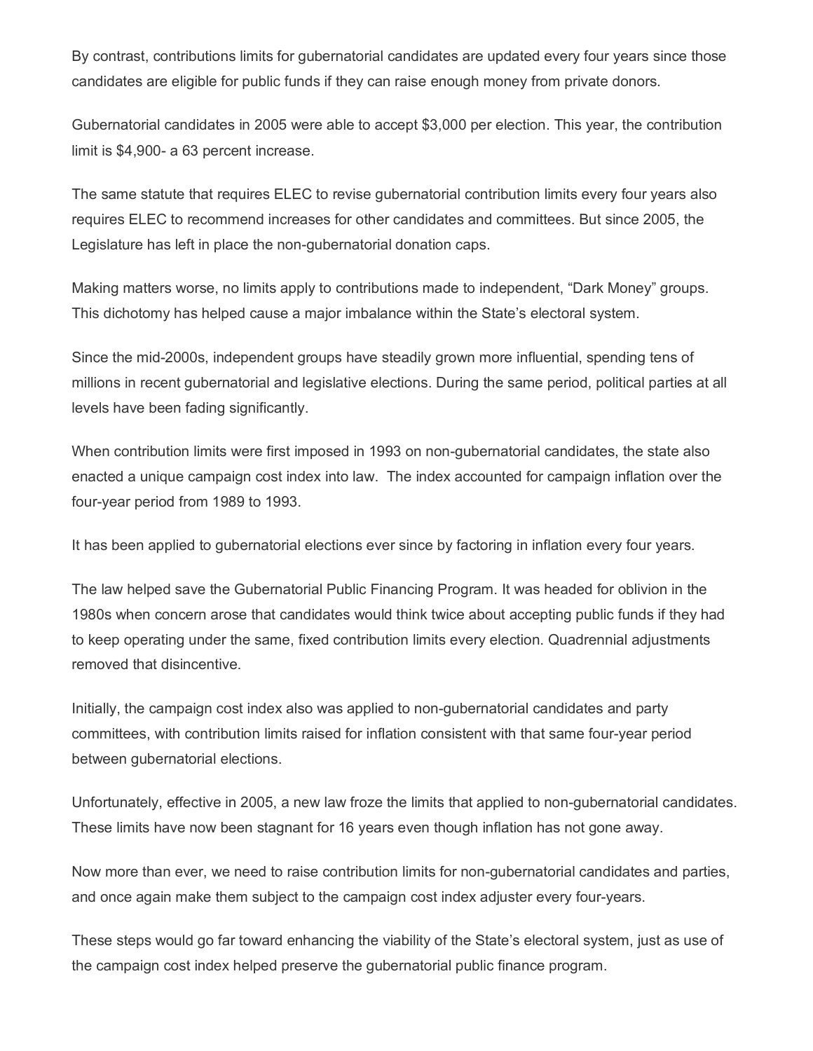By contrast, contributions limits for gubernatorial candidates are updated every four years since those candidates are eligible for public funds if they can raise enough money from private donors.

Gubernatorial candidates in 2005 were able to accept $3,000 per election. This year, the contribution limit is $4,900- a 63 percent increase.

The same statute that requires ELEC to revise gubernatorial contribution limits every four years also requires ELEC to recommend increases for other candidates and committees. But since 2005, the Legislature has left in place the non-gubernatorial donation caps.

Making matters worse, no limits apply to contributions made to independent, "Dark Money" groups. This dichotomy has helped cause a major imbalance within the State's electoral system.

Since the mid-2000s, independent groups have steadily grown more influential, spending tens of millions in recent gubernatorial and legislative elections. During the same period, political parties at all levels have been fading significantly.

When contribution limits were first imposed in 1993 on non-gubernatorial candidates, the state also enacted a unique campaign cost index into law. The index accounted for campaign inflation over the four-year period from 1989 to 1993.

It has been applied to gubernatorial elections ever since by factoring in inflation every four years.

The law helped save the Gubernatorial Public Financing Program. It was headed for oblivion in the 1980s when concern arose that candidates would think twice about accepting public funds if they had to keep operating under the same, fixed contribution limits every election. Quadrennial adjustments removed that disincentive.

Initially, the campaign cost index also was applied to non-gubernatorial candidates and party committees, with contribution limits raised for inflation consistent with that same four-year period between gubernatorial elections.

Unfortunately, effective in 2005, a new law froze the limits that applied to non-gubernatorial candidates. These limits have now been stagnant for 16 years even though inflation has not gone away.

Now more than ever, we need to raise contribution limits for non-gubernatorial candidates and parties, and once again make them subject to the campaign cost index adjuster every four-years.

These steps would go far toward enhancing the viability of the State's electoral system, just as use of the campaign cost index helped preserve the gubernatorial public finance program.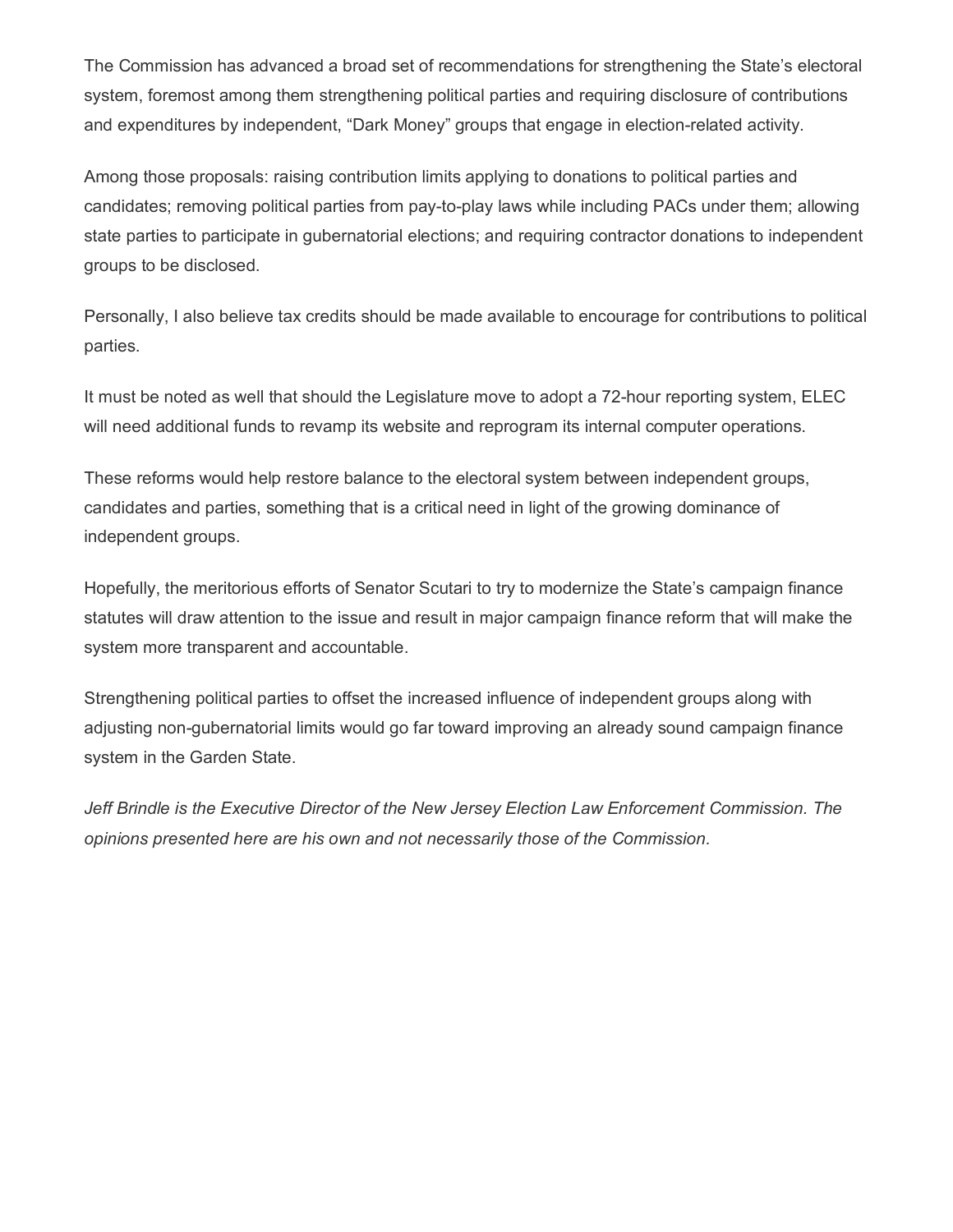The Commission has advanced a broad set of recommendations for strengthening the State's electoral system, foremost among them strengthening political parties and requiring disclosure of contributions and expenditures by independent, "Dark Money" groups that engage in election-related activity.

Among those proposals: raising contribution limits applying to donations to political parties and candidates; removing political parties from pay-to-play laws while including PACs under them; allowing state parties to participate in gubernatorial elections; and requiring contractor donations to independent groups to be disclosed.

Personally, I also believe tax credits should be made available to encourage for contributions to political parties.

It must be noted as well that should the Legislature move to adopt a 72-hour reporting system, ELEC will need additional funds to revamp its website and reprogram its internal computer operations.

These reforms would help restore balance to the electoral system between independent groups, candidates and parties, something that is a critical need in light of the growing dominance of independent groups.

Hopefully, the meritorious efforts of Senator Scutari to try to modernize the State's campaign finance statutes will draw attention to the issue and result in major campaign finance reform that will make the system more transparent and accountable.

Strengthening political parties to offset the increased influence of independent groups along with adjusting non-gubernatorial limits would go far toward improving an already sound campaign finance system in the Garden State.

*Jeff Brindle is the Executive Director of the New Jersey Election Law Enforcement Commission. The opinions presented here are his own and not necessarily those of the Commission.*